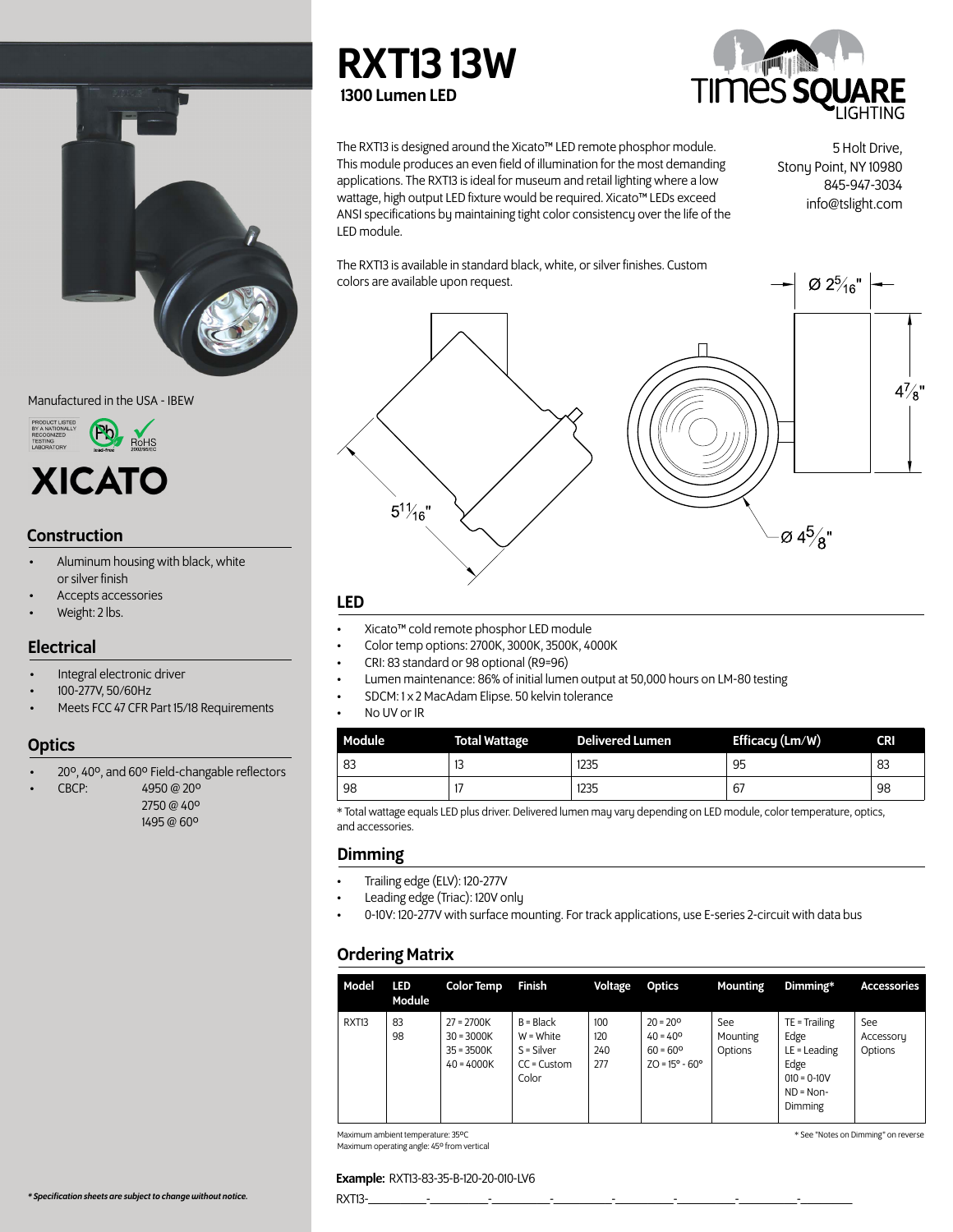# RXT13 13W

**1300 Lumen LED**

The RXT13 is designed around the Xicato™ LED remote phosphor module. This module produces an even field of illumination for the most demanding applications. The RXT13 is ideal for museum and retail lighting where a low wattage, high output LED fixture would be required. Xicato™ LEDs exceed ANSI specifications by maintaining tight color consistency over the life of the LED module.

The RXT13 is available in standard black, white, or silver finishes. Custom colors are available upon request.

5 Holt Drive,
Stony Point, NY 10980
845-947-3034
info@tslight.com

Ø 2 5/16"

4 7/8"

5 11/16"

Ø 4 5/8"

Manufactured in the USA - IBEW

PRODUCT LISTED BY A NATIONALLY RECOGNIZED TESTING LABORATORY

Pb lead-free

RoHS 2002/95/EC

XICATO

## Construction

- Aluminum housing with black, white or silver finish
- Accepts accessories
- Weight: 2 lbs.

## Electrical

- Integral electronic driver
- 100-277V, 50/60Hz
- Meets FCC 47 CFR Part 15/18 Requirements

## Optics

- 20º, 40º, and 60º Field-changable reflectors
- CBCP: 4950 @ 20º
  2750 @ 40º
  1495 @ 60º

## LED

- Xicato™ cold remote phosphor LED module
- Color temp options: 2700K, 3000K, 3500K, 4000K
- CRI: 83 standard or 98 optional (R9=96)
- Lumen maintenance: 86% of initial lumen output at 50,000 hours on LM-80 testing
- SDCM: 1 x 2 MacAdam Elipse. 50 kelvin tolerance
- No UV or IR

| Module | Total Wattage | Delivered Lumen | Efficacy (Lm/W) | CRI |
|---|---|---|---|---|
| 83 | 13 | 1235 | 95 | 83 |
| 98 | 17 | 1235 | 67 | 98 |

* Total wattage equals LED plus driver. Delivered lumen may vary depending on LED module, color temperature, optics, and accessories.

## Dimming

- Trailing edge (ELV): 120-277V
- Leading edge (Triac): 120V only
- 0-10V: 120-277V with surface mounting. For track applications, use E-series 2-circuit with data bus

## Ordering Matrix

| Model | LED Module | Color Temp | Finish | Voltage | Optics | Mounting | Dimming* | Accessories |
|---|---|---|---|---|---|---|---|---|
| RXT13 | 83<br>98 | 27 = 2700K<br>30 = 3000K<br>35 = 3500K<br>40 = 4000K | B = Black<br>W = White<br>S = Silver<br>CC = Custom Color | 100<br>120<br>240<br>277 | 20 = 20º<br>40 = 40º<br>60 = 60º<br>ZO = 15° - 60° | See Mounting Options | TE = Trailing Edge<br>LE = Leading Edge<br>010 = 0-10V<br>ND = Non-Dimming | See Accessory Options |

Maximum ambient temperature: 35ºC
Maximum operating angle: 45º from vertical

* See "Notes on Dimming" on reverse

**Example:** RXT13-83-35-B-120-20-010-LV6

RXT13-________-________-________-________-________-________-________-________

*** Specification sheets are subject to change without notice.***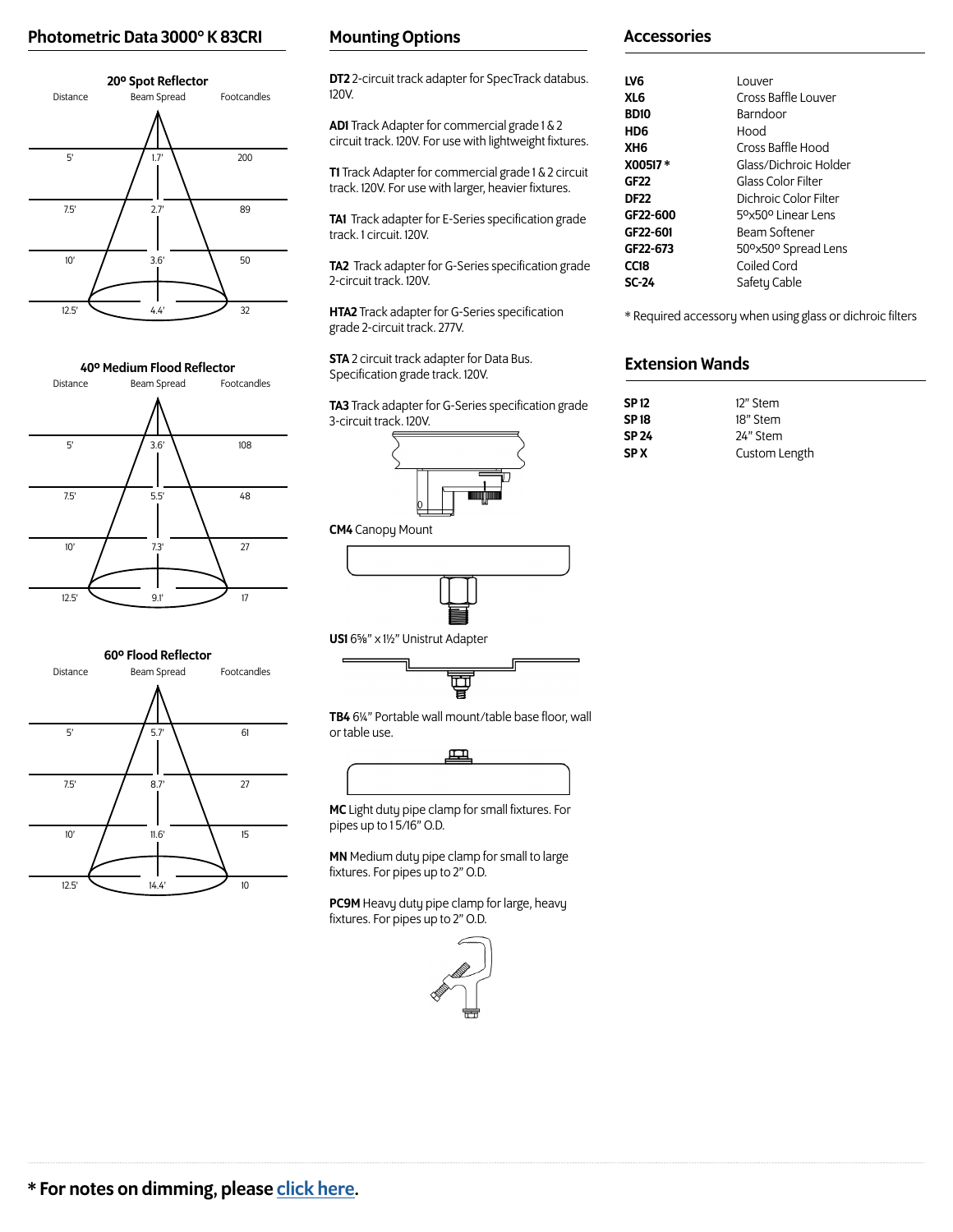## Photometric Data 3000° K 83CRI

### 20º Spot Reflector

Distance
Beam Spread
Footcandles

5'
1.7'
200

7.5'
2.7'
89

10'
3.6'
50

12.5'
4.4'
32

### 40º Medium Flood Reflector

Distance
Beam Spread
Footcandles

5'
3.6'
108

7.5'
5.5'
48

10'
7.3'
27

12.5'
9.1'
17

### 60º Flood Reflector

Distance
Beam Spread
Footcandles

5'
5.7'
61

7.5'
8.7'
27

10'
11.6'
15

12.5'
14.4'
10

## Mounting Options

**DT2** 2-circuit track adapter for SpecTrack databus. 120V.

**AD1** Track Adapter for commercial grade 1 & 2 circuit track. 120V. For use with lightweight fixtures.

**T1** Track Adapter for commercial grade 1 & 2 circuit track. 120V. For use with larger, heavier fixtures.

**TA1** Track adapter for E-Series specification grade track. 1 circuit. 120V.

**TA2** Track adapter for G-Series specification grade 2-circuit track. 120V.

**HTA2** Track adapter for G-Series specification grade 2-circuit track. 277V.

**STA** 2 circuit track adapter for Data Bus. Specification grade track. 120V.

**TA3** Track adapter for G-Series specification grade 3-circuit track. 120V.

**CM4** Canopy Mount

**US1** 6⅝" x 1½" Unistrut Adapter

**TB4** 6¼" Portable wall mount/table base floor, wall or table use.

**MC** Light duty pipe clamp for small fixtures. For pipes up to 1 5/16" O.D.

**MN** Medium duty pipe clamp for small to large fixtures. For pipes up to 2" O.D.

**PC9M** Heavy duty pipe clamp for large, heavy fixtures. For pipes up to 2" O.D.

## Accessories

| | |
|---|---|
| **LV6** | Louver |
| **XL6** | Cross Baffle Louver |
| **BD10** | Barndoor |
| **HD6** | Hood |
| **XH6** | Cross Baffle Hood |
| **X00517 *** | Glass/Dichroic Holder |
| **GF22** | Glass Color Filter |
| **DF22** | Dichroic Color Filter |
| **GF22-600** | 5ºx50º Linear Lens |
| **GF22-601** | Beam Softener |
| **GF22-673** | 50ºx50º Spread Lens |
| **CC18** | Coiled Cord |
| **SC-24** | Safety Cable |

* Required accessory when using glass or dichroic filters

## Extension Wands

| | |
|---|---|
| **SP 12** | 12" Stem |
| **SP 18** | 18" Stem |
| **SP 24** | 24" Stem |
| **SP X** | Custom Length |

**\* For notes on dimming, please click here.**